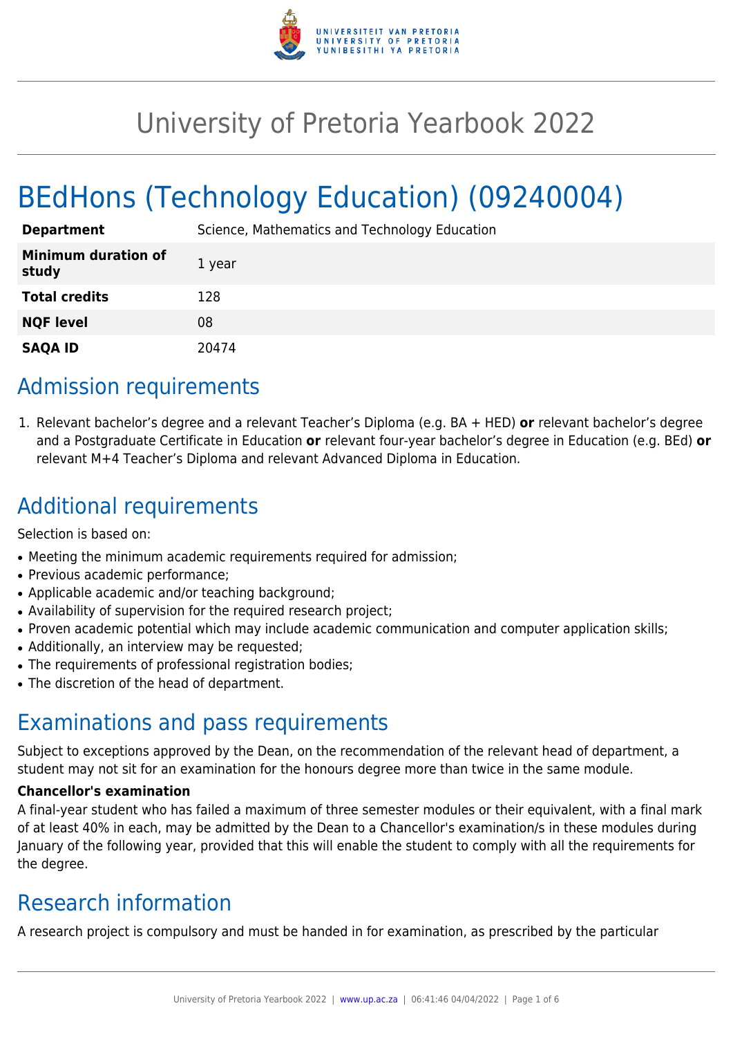# University of Pretoria Yearbook 2022

## BEdHons (Technology Education) (09240004)

| | |
|---|---|
| **Department** | Science, Mathematics and Technology Education |
| **Minimum duration of study** | 1 year |
| **Total credits** | 128 |
| **NQF level** | 08 |
| **SAQA ID** | 20474 |

## Admission requirements

1. Relevant bachelor's degree and a relevant Teacher's Diploma (e.g. BA + HED) **or** relevant bachelor's degree and a Postgraduate Certificate in Education **or** relevant four-year bachelor's degree in Education (e.g. BEd) **or** relevant M+4 Teacher's Diploma and relevant Advanced Diploma in Education.

## Additional requirements

Selection is based on:

- Meeting the minimum academic requirements required for admission;
- Previous academic performance;
- Applicable academic and/or teaching background;
- Availability of supervision for the required research project;
- Proven academic potential which may include academic communication and computer application skills;
- Additionally, an interview may be requested;
- The requirements of professional registration bodies;
- The discretion of the head of department.

## Examinations and pass requirements

Subject to exceptions approved by the Dean, on the recommendation of the relevant head of department, a student may not sit for an examination for the honours degree more than twice in the same module.

**Chancellor's examination**

A final-year student who has failed a maximum of three semester modules or their equivalent, with a final mark of at least 40% in each, may be admitted by the Dean to a Chancellor's examination/s in these modules during January of the following year, provided that this will enable the student to comply with all the requirements for the degree.

## Research information

A research project is compulsory and must be handed in for examination, as prescribed by the particular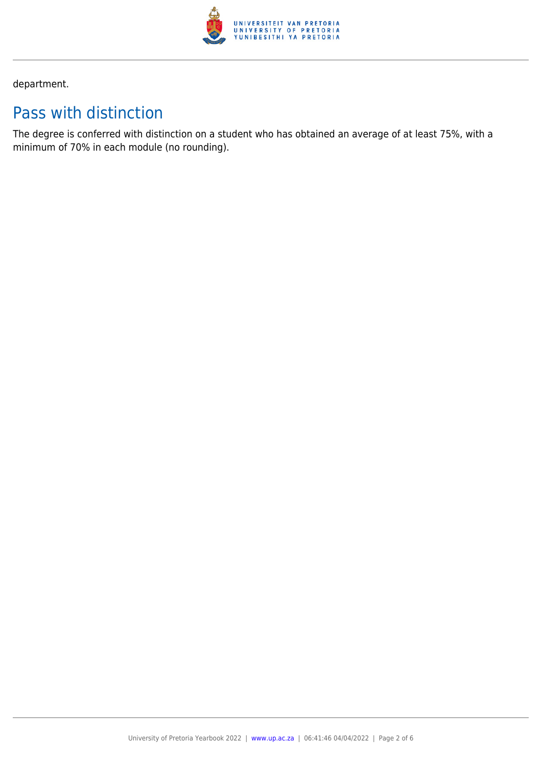department.

## Pass with distinction

The degree is conferred with distinction on a student who has obtained an average of at least 75%, with a minimum of 70% in each module (no rounding).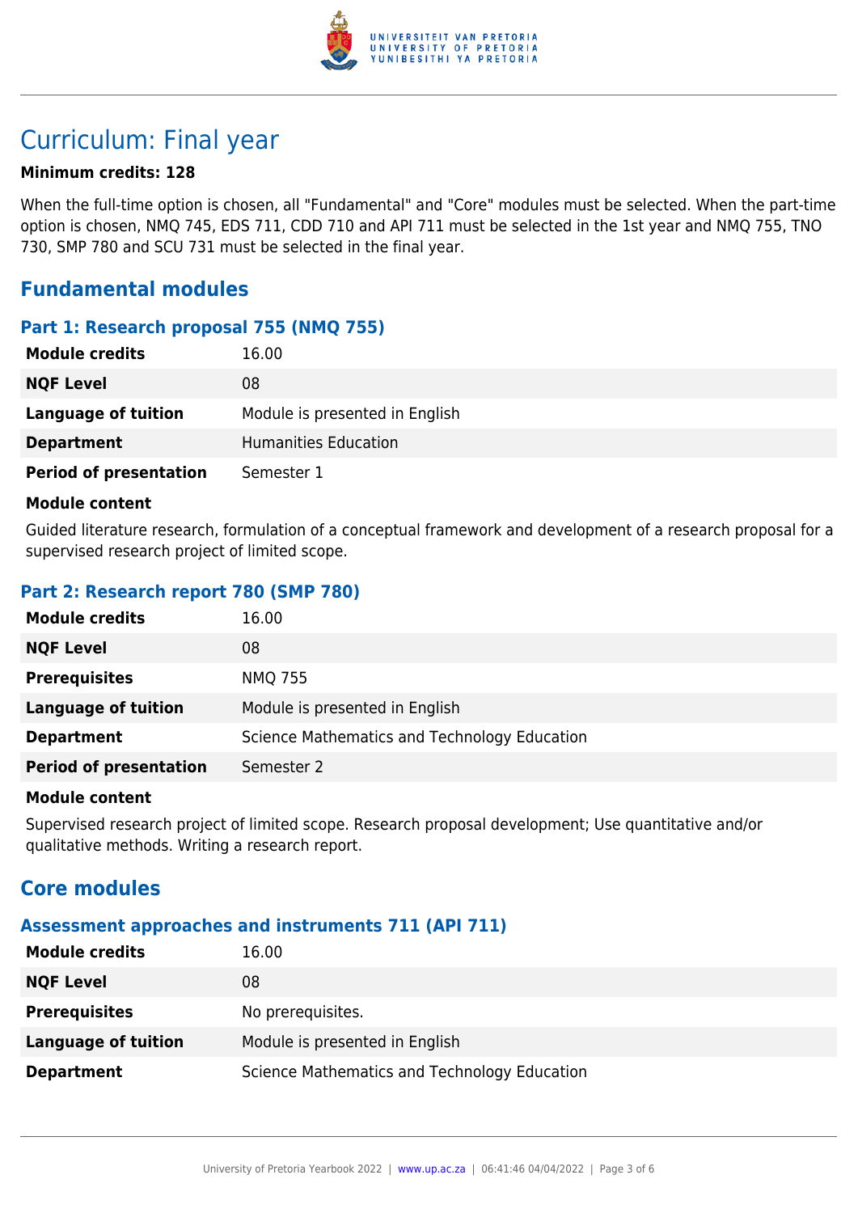# Curriculum: Final year

**Minimum credits: 128**

When the full-time option is chosen, all "Fundamental" and "Core" modules must be selected. When the part-time option is chosen, NMQ 745, EDS 711, CDD 710 and API 711 must be selected in the 1st year and NMQ 755, TNO 730, SMP 780 and SCU 731 must be selected in the final year.

## Fundamental modules

### Part 1: Research proposal 755 (NMQ 755)

| | |
|---|---|
| **Module credits** | 16.00 |
| **NQF Level** | 08 |
| **Language of tuition** | Module is presented in English |
| **Department** | Humanities Education |
| **Period of presentation** | Semester 1 |

**Module content**

Guided literature research, formulation of a conceptual framework and development of a research proposal for a supervised research project of limited scope.

### Part 2: Research report 780 (SMP 780)

| | |
|---|---|
| **Module credits** | 16.00 |
| **NQF Level** | 08 |
| **Prerequisites** | NMQ 755 |
| **Language of tuition** | Module is presented in English |
| **Department** | Science Mathematics and Technology Education |
| **Period of presentation** | Semester 2 |

**Module content**

Supervised research project of limited scope. Research proposal development; Use quantitative and/or qualitative methods. Writing a research report.

## Core modules

### Assessment approaches and instruments 711 (API 711)

| | |
|---|---|
| **Module credits** | 16.00 |
| **NQF Level** | 08 |
| **Prerequisites** | No prerequisites. |
| **Language of tuition** | Module is presented in English |
| **Department** | Science Mathematics and Technology Education |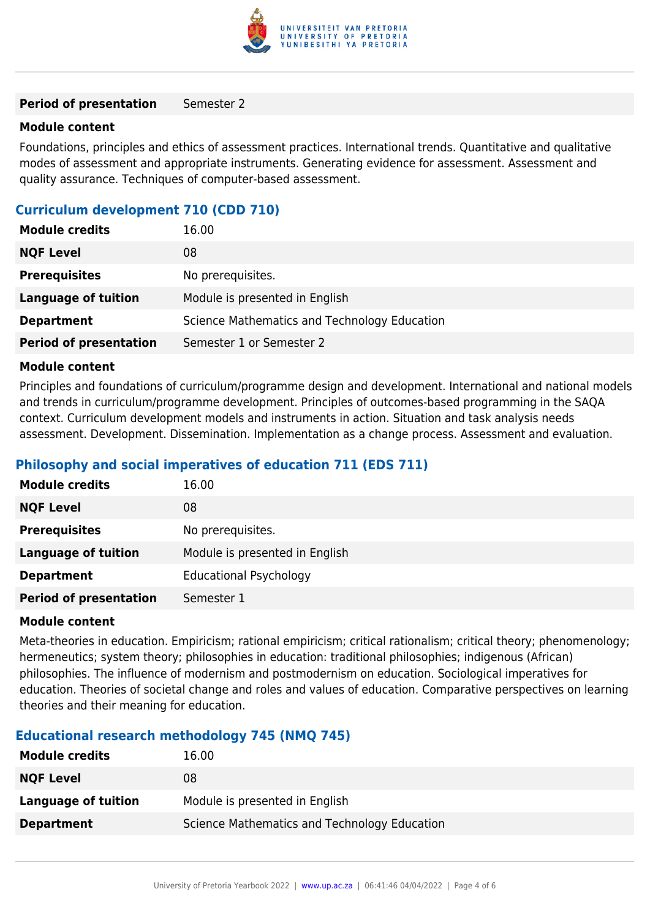| | |
|---|---|
| **Period of presentation** | Semester 2 |

**Module content**

Foundations, principles and ethics of assessment practices. International trends. Quantitative and qualitative modes of assessment and appropriate instruments. Generating evidence for assessment. Assessment and quality assurance. Techniques of computer-based assessment.

### Curriculum development 710 (CDD 710)

| | |
|---|---|
| **Module credits** | 16.00 |
| **NQF Level** | 08 |
| **Prerequisites** | No prerequisites. |
| **Language of tuition** | Module is presented in English |
| **Department** | Science Mathematics and Technology Education |
| **Period of presentation** | Semester 1 or Semester 2 |

**Module content**

Principles and foundations of curriculum/programme design and development. International and national models and trends in curriculum/programme development. Principles of outcomes-based programming in the SAQA context. Curriculum development models and instruments in action. Situation and task analysis needs assessment. Development. Dissemination. Implementation as a change process. Assessment and evaluation.

### Philosophy and social imperatives of education 711 (EDS 711)

| | |
|---|---|
| **Module credits** | 16.00 |
| **NQF Level** | 08 |
| **Prerequisites** | No prerequisites. |
| **Language of tuition** | Module is presented in English |
| **Department** | Educational Psychology |
| **Period of presentation** | Semester 1 |

**Module content**

Meta-theories in education. Empiricism; rational empiricism; critical rationalism; critical theory; phenomenology; hermeneutics; system theory; philosophies in education: traditional philosophies; indigenous (African) philosophies. The influence of modernism and postmodernism on education. Sociological imperatives for education. Theories of societal change and roles and values of education. Comparative perspectives on learning theories and their meaning for education.

### Educational research methodology 745 (NMQ 745)

| | |
|---|---|
| **Module credits** | 16.00 |
| **NQF Level** | 08 |
| **Language of tuition** | Module is presented in English |
| **Department** | Science Mathematics and Technology Education |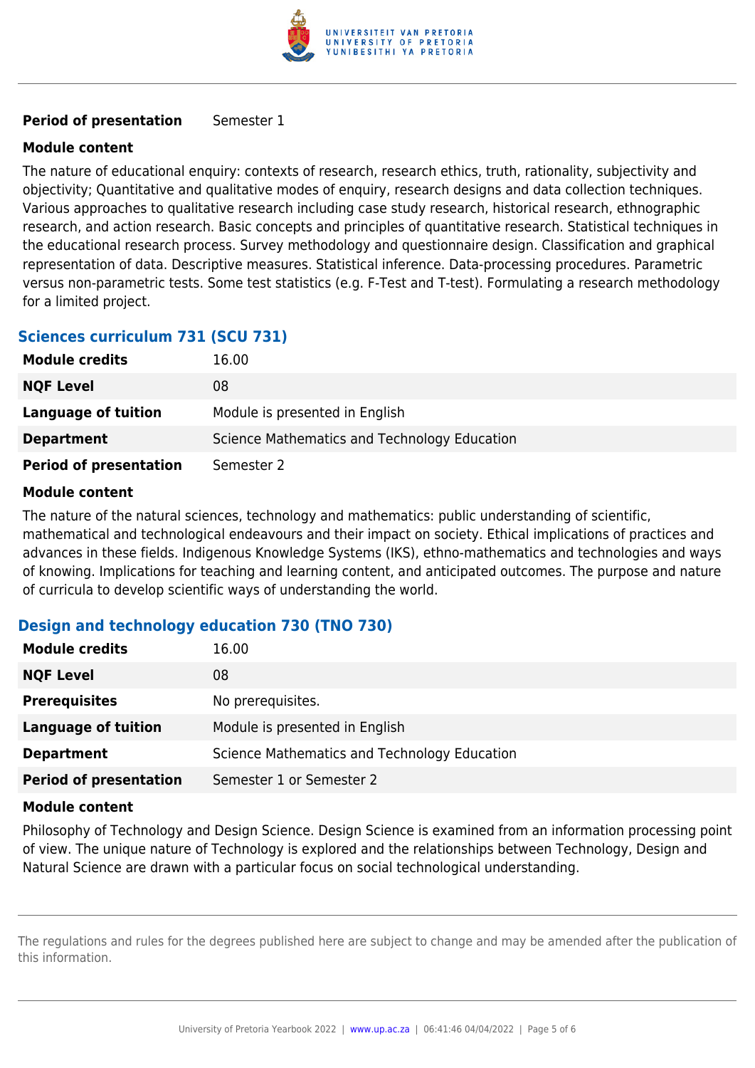| | |
|---|---|
| **Period of presentation** | Semester 1 |

**Module content**

The nature of educational enquiry: contexts of research, research ethics, truth, rationality, subjectivity and objectivity; Quantitative and qualitative modes of enquiry, research designs and data collection techniques. Various approaches to qualitative research including case study research, historical research, ethnographic research, and action research. Basic concepts and principles of quantitative research. Statistical techniques in the educational research process. Survey methodology and questionnaire design. Classification and graphical representation of data. Descriptive measures. Statistical inference. Data-processing procedures. Parametric versus non-parametric tests. Some test statistics (e.g. F-Test and T-test). Formulating a research methodology for a limited project.

### Sciences curriculum 731 (SCU 731)

| | |
|---|---|
| **Module credits** | 16.00 |
| **NQF Level** | 08 |
| **Language of tuition** | Module is presented in English |
| **Department** | Science Mathematics and Technology Education |
| **Period of presentation** | Semester 2 |

**Module content**

The nature of the natural sciences, technology and mathematics: public understanding of scientific, mathematical and technological endeavours and their impact on society. Ethical implications of practices and advances in these fields. Indigenous Knowledge Systems (IKS), ethno-mathematics and technologies and ways of knowing. Implications for teaching and learning content, and anticipated outcomes. The purpose and nature of curricula to develop scientific ways of understanding the world.

### Design and technology education 730 (TNO 730)

| | |
|---|---|
| **Module credits** | 16.00 |
| **NQF Level** | 08 |
| **Prerequisites** | No prerequisites. |
| **Language of tuition** | Module is presented in English |
| **Department** | Science Mathematics and Technology Education |
| **Period of presentation** | Semester 1 or Semester 2 |

**Module content**

Philosophy of Technology and Design Science. Design Science is examined from an information processing point of view. The unique nature of Technology is explored and the relationships between Technology, Design and Natural Science are drawn with a particular focus on social technological understanding.

The regulations and rules for the degrees published here are subject to change and may be amended after the publication of this information.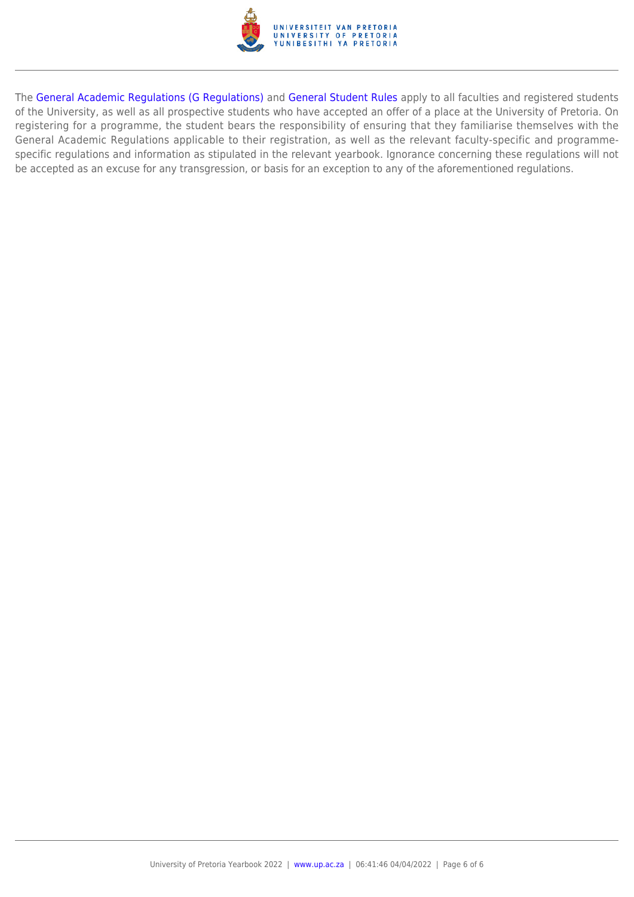The General Academic Regulations (G Regulations) and General Student Rules apply to all faculties and registered students of the University, as well as all prospective students who have accepted an offer of a place at the University of Pretoria. On registering for a programme, the student bears the responsibility of ensuring that they familiarise themselves with the General Academic Regulations applicable to their registration, as well as the relevant faculty-specific and programme-specific regulations and information as stipulated in the relevant yearbook. Ignorance concerning these regulations will not be accepted as an excuse for any transgression, or basis for an exception to any of the aforementioned regulations.